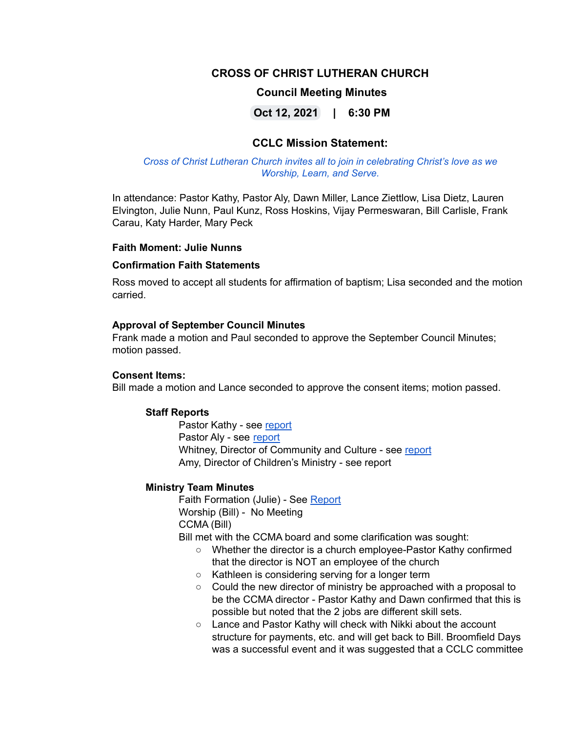# CROSS OF CHRIST LUTHERAN CHURCH

## Council Meeting Minutes

**Oct 12, 2021 | 6:30 PM**

### CCLC Mission Statement:

*Cross of Christ Lutheran Church invites all to join in celebrating Christ's love as we Worship, Learn, and Serve.*

In attendance: Pastor Kathy, Pastor Aly, Dawn Miller, Lance Ziettlow, Lisa Dietz, Lauren Elvington, Julie Nunn, Paul Kunz, Ross Hoskins, Vijay Permeswaran, Bill Carlisle, Frank Carau, Katy Harder, Mary Peck

**Faith Moment: Julie Nunns**

**Confirmation Faith Statements**

Ross moved to accept all students for affirmation of baptism; Lisa seconded and the motion carried.

**Approval of September Council Minutes**

Frank made a motion and Paul seconded to approve the September Council Minutes; motion passed.

**Consent Items:**

Bill made a motion and Lance seconded to approve the consent items; motion passed.

**Staff Reports**

Pastor Kathy - see report
Pastor Aly - see report
Whitney, Director of Community and Culture - see report
Amy, Director of Children's Ministry - see report

**Ministry Team Minutes**

Faith Formation (Julie) - See Report
Worship (Bill) - No Meeting
CCMA (Bill)
Bill met with the CCMA board and some clarification was sought:

- Whether the director is a church employee-Pastor Kathy confirmed that the director is NOT an employee of the church
- Kathleen is considering serving for a longer term
- Could the new director of ministry be approached with a proposal to be the CCMA director - Pastor Kathy and Dawn confirmed that this is possible but noted that the 2 jobs are different skill sets.
- Lance and Pastor Kathy will check with Nikki about the account structure for payments, etc. and will get back to Bill. Broomfield Days was a successful event and it was suggested that a CCLC committee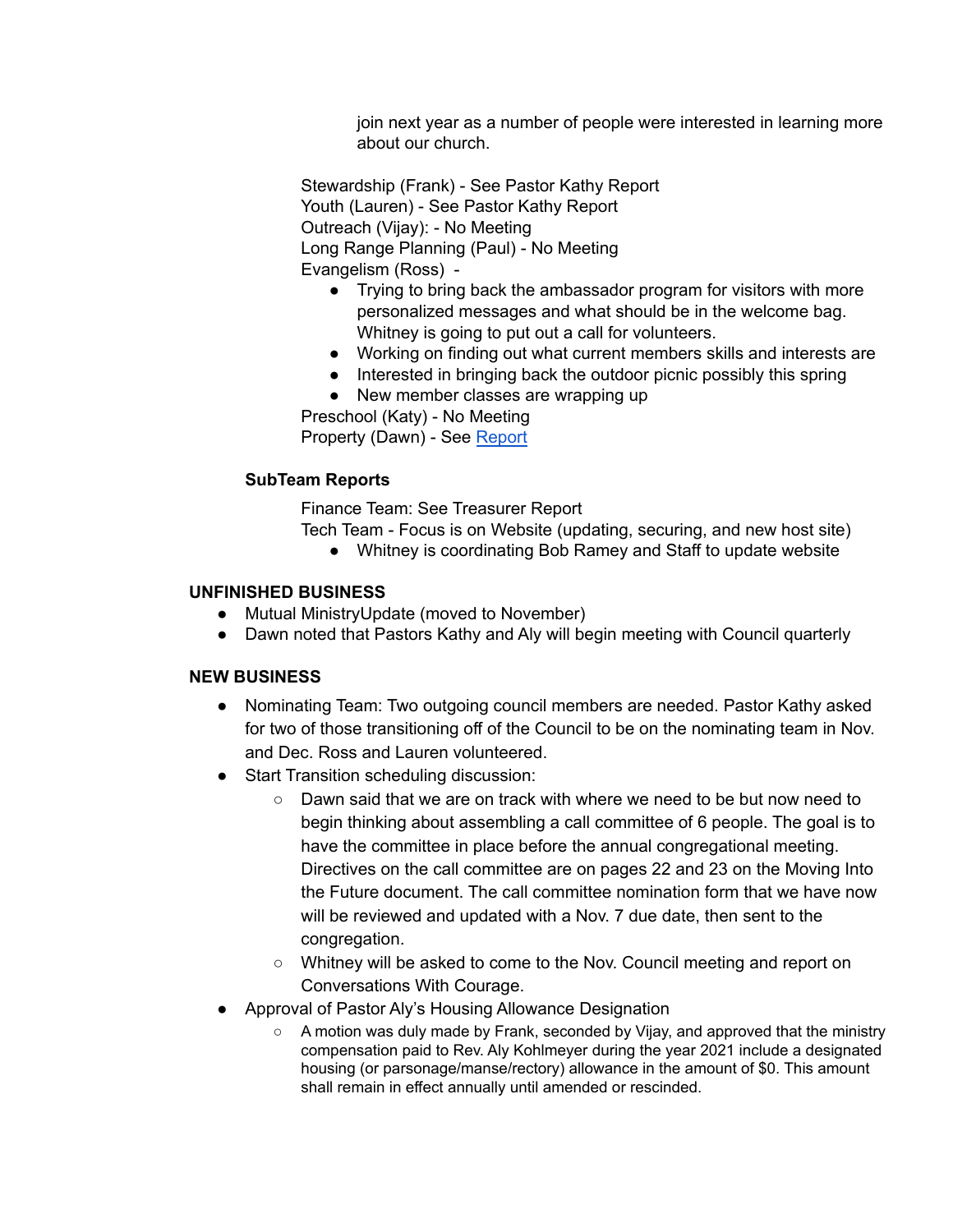join next year as a number of people were interested in learning more about our church.

Stewardship (Frank) - See Pastor Kathy Report
Youth (Lauren) - See Pastor Kathy Report
Outreach (Vijay): - No Meeting
Long Range Planning (Paul) - No Meeting
Evangelism (Ross) -

- Trying to bring back the ambassador program for visitors with more personalized messages and what should be in the welcome bag. Whitney is going to put out a call for volunteers.
- Working on finding out what current members skills and interests are
- Interested in bringing back the outdoor picnic possibly this spring
- New member classes are wrapping up

Preschool (Katy) - No Meeting
Property (Dawn) - See Report

**SubTeam Reports**

Finance Team: See Treasurer Report
Tech Team - Focus is on Website (updating, securing, and new host site)

- Whitney is coordinating Bob Ramey and Staff to update website

**UNFINISHED BUSINESS**

- Mutual MinistryUpdate (moved to November)
- Dawn noted that Pastors Kathy and Aly will begin meeting with Council quarterly

**NEW BUSINESS**

- Nominating Team: Two outgoing council members are needed. Pastor Kathy asked for two of those transitioning off of the Council to be on the nominating team in Nov. and Dec. Ross and Lauren volunteered.
- Start Transition scheduling discussion:
  - Dawn said that we are on track with where we need to be but now need to begin thinking about assembling a call committee of 6 people. The goal is to have the committee in place before the annual congregational meeting. Directives on the call committee are on pages 22 and 23 on the Moving Into the Future document. The call committee nomination form that we have now will be reviewed and updated with a Nov. 7 due date, then sent to the congregation.
  - Whitney will be asked to come to the Nov. Council meeting and report on Conversations With Courage.
- Approval of Pastor Aly's Housing Allowance Designation
  - A motion was duly made by Frank, seconded by Vijay, and approved that the ministry compensation paid to Rev. Aly Kohlmeyer during the year 2021 include a designated housing (or parsonage/manse/rectory) allowance in the amount of $0. This amount shall remain in effect annually until amended or rescinded.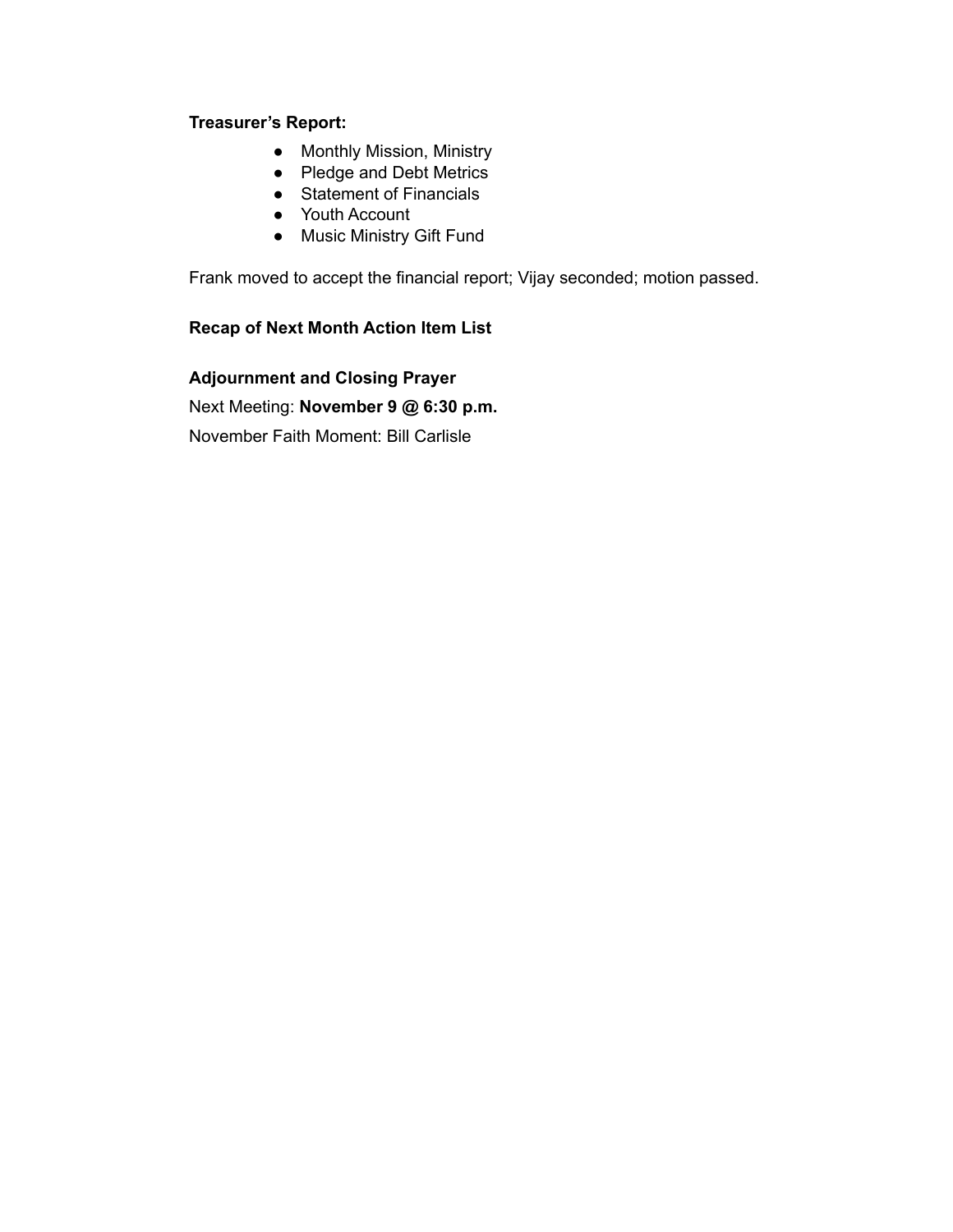**Treasurer's Report:**

- Monthly Mission, Ministry
- Pledge and Debt Metrics
- Statement of Financials
- Youth Account
- Music Ministry Gift Fund

Frank moved to accept the financial report; Vijay seconded; motion passed.

**Recap of Next Month Action Item List**

**Adjournment and Closing Prayer**

Next Meeting: **November 9 @ 6:30 p.m.**

November Faith Moment: Bill Carlisle